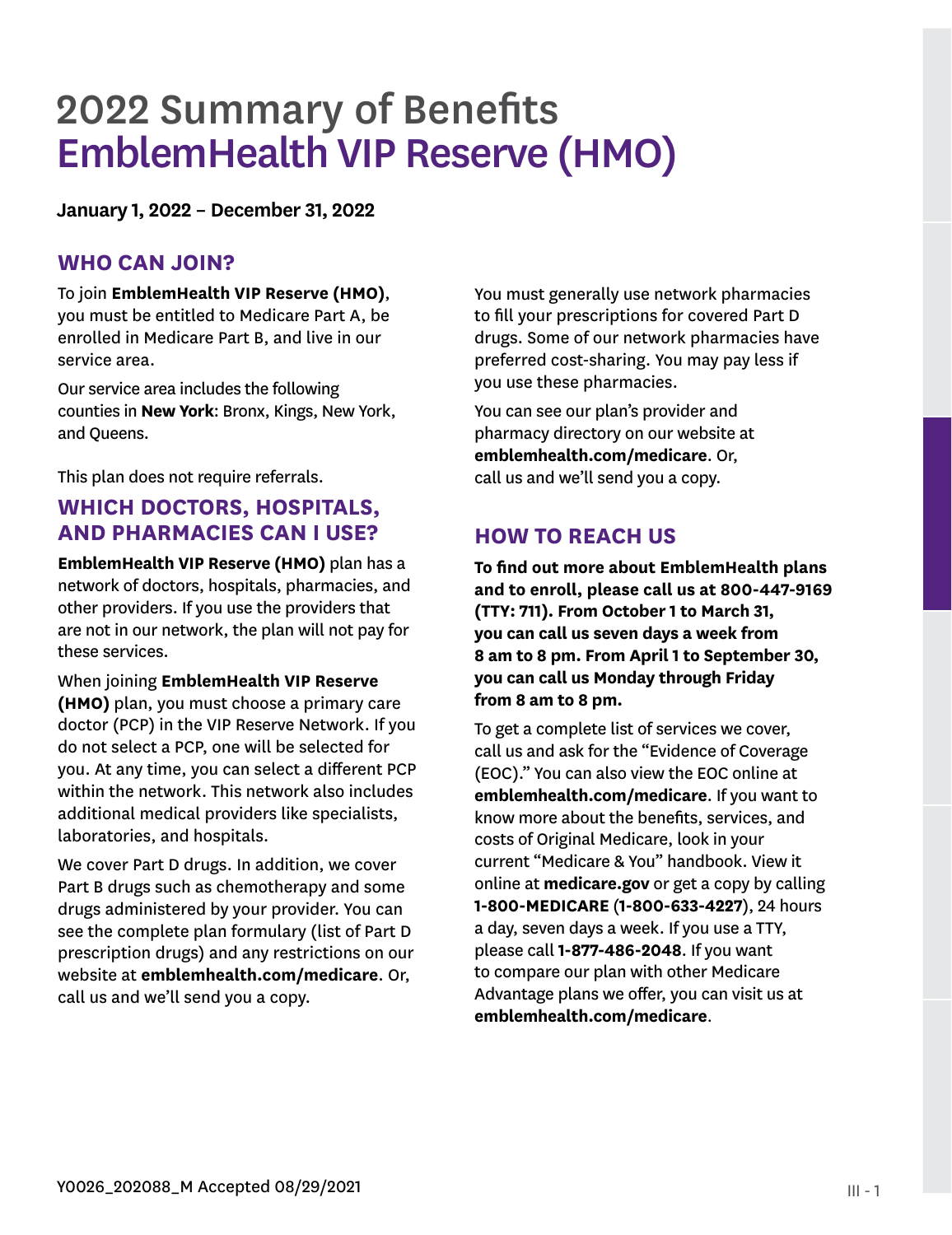# 2022 Summary of Benefits
# EmblemHealth VIP Reserve (HMO)

**January 1, 2022 – December 31, 2022**

## WHO CAN JOIN?

To join **EmblemHealth VIP Reserve (HMO)**, you must be entitled to Medicare Part A, be enrolled in Medicare Part B, and live in our service area.

Our service area includes the following counties in **New York**: Bronx, Kings, New York, and Queens.

This plan does not require referrals.

## WHICH DOCTORS, HOSPITALS, AND PHARMACIES CAN I USE?

**EmblemHealth VIP Reserve (HMO)** plan has a network of doctors, hospitals, pharmacies, and other providers. If you use the providers that are not in our network, the plan will not pay for these services.

When joining **EmblemHealth VIP Reserve (HMO)** plan, you must choose a primary care doctor (PCP) in the VIP Reserve Network. If you do not select a PCP, one will be selected for you. At any time, you can select a different PCP within the network. This network also includes additional medical providers like specialists, laboratories, and hospitals.

We cover Part D drugs. In addition, we cover Part B drugs such as chemotherapy and some drugs administered by your provider. You can see the complete plan formulary (list of Part D prescription drugs) and any restrictions on our website at **emblemhealth.com/medicare**. Or, call us and we'll send you a copy.

You must generally use network pharmacies to fill your prescriptions for covered Part D drugs. Some of our network pharmacies have preferred cost-sharing. You may pay less if you use these pharmacies.

You can see our plan's provider and pharmacy directory on our website at **emblemhealth.com/medicare**. Or, call us and we'll send you a copy.

## HOW TO REACH US

**To find out more about EmblemHealth plans and to enroll, please call us at 800-447-9169 (TTY: 711). From October 1 to March 31, you can call us seven days a week from 8 am to 8 pm. From April 1 to September 30, you can call us Monday through Friday from 8 am to 8 pm.**

To get a complete list of services we cover, call us and ask for the "Evidence of Coverage (EOC)." You can also view the EOC online at **emblemhealth.com/medicare**. If you want to know more about the benefits, services, and costs of Original Medicare, look in your current "Medicare & You" handbook. View it online at **medicare.gov** or get a copy by calling **1-800-MEDICARE** (**1-800-633-4227**), 24 hours a day, seven days a week. If you use a TTY, please call **1-877-486-2048**. If you want to compare our plan with other Medicare Advantage plans we offer, you can visit us at **emblemhealth.com/medicare**.

Y0026_202088_M Accepted 08/29/2021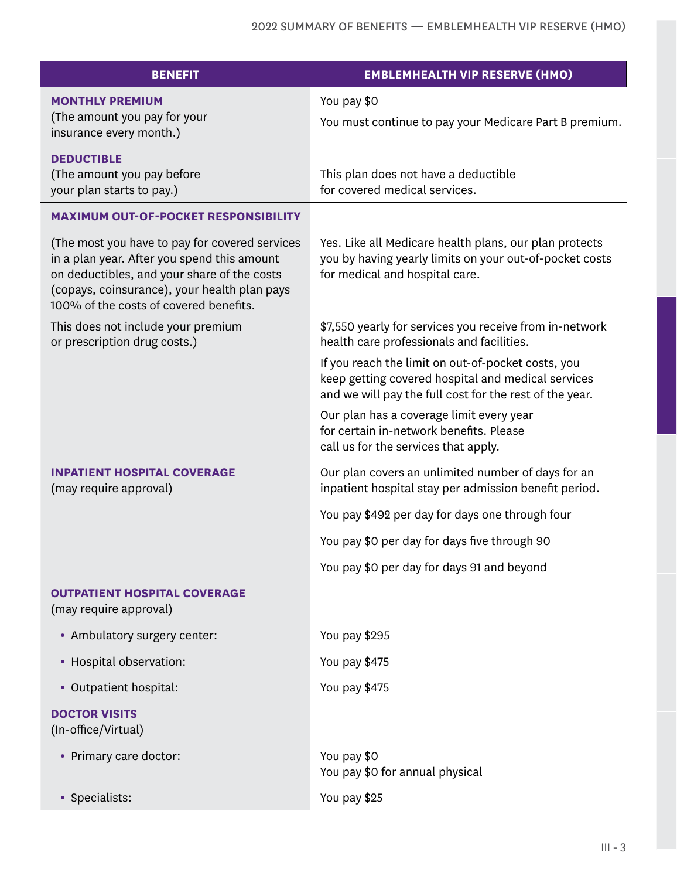| BENEFIT | EMBLEMHEALTH VIP RESERVE (HMO) |
|---|---|
| **MONTHLY PREMIUM**<br>(The amount you pay for your insurance every month.) | You pay $0<br>You must continue to pay your Medicare Part B premium. |
| **DEDUCTIBLE**<br>(The amount you pay before your plan starts to pay.) | This plan does not have a deductible for covered medical services. |
| **MAXIMUM OUT-OF-POCKET RESPONSIBILITY**<br>(The most you have to pay for covered services in a plan year. After you spend this amount on deductibles, and your share of the costs (copays, coinsurance), your health plan pays 100% of the costs of covered benefits.<br>This does not include your premium or prescription drug costs.) | Yes. Like all Medicare health plans, our plan protects you by having yearly limits on your out-of-pocket costs for medical and hospital care.<br>$7,550 yearly for services you receive from in-network health care professionals and facilities.<br>If you reach the limit on out-of-pocket costs, you keep getting covered hospital and medical services and we will pay the full cost for the rest of the year.<br>Our plan has a coverage limit every year for certain in-network benefits. Please call us for the services that apply. |
| **INPATIENT HOSPITAL COVERAGE**<br>(may require approval) | Our plan covers an unlimited number of days for an inpatient hospital stay per admission benefit period.<br>You pay $492 per day for days one through four<br>You pay $0 per day for days five through 90<br>You pay $0 per day for days 91 and beyond |
| **OUTPATIENT HOSPITAL COVERAGE**<br>(may require approval) | |
| • Ambulatory surgery center: | You pay $295 |
| • Hospital observation: | You pay $475 |
| • Outpatient hospital: | You pay $475 |
| **DOCTOR VISITS**<br>(In-office/Virtual) | |
| • Primary care doctor: | You pay $0<br>You pay $0 for annual physical |
| • Specialists: | You pay $25 |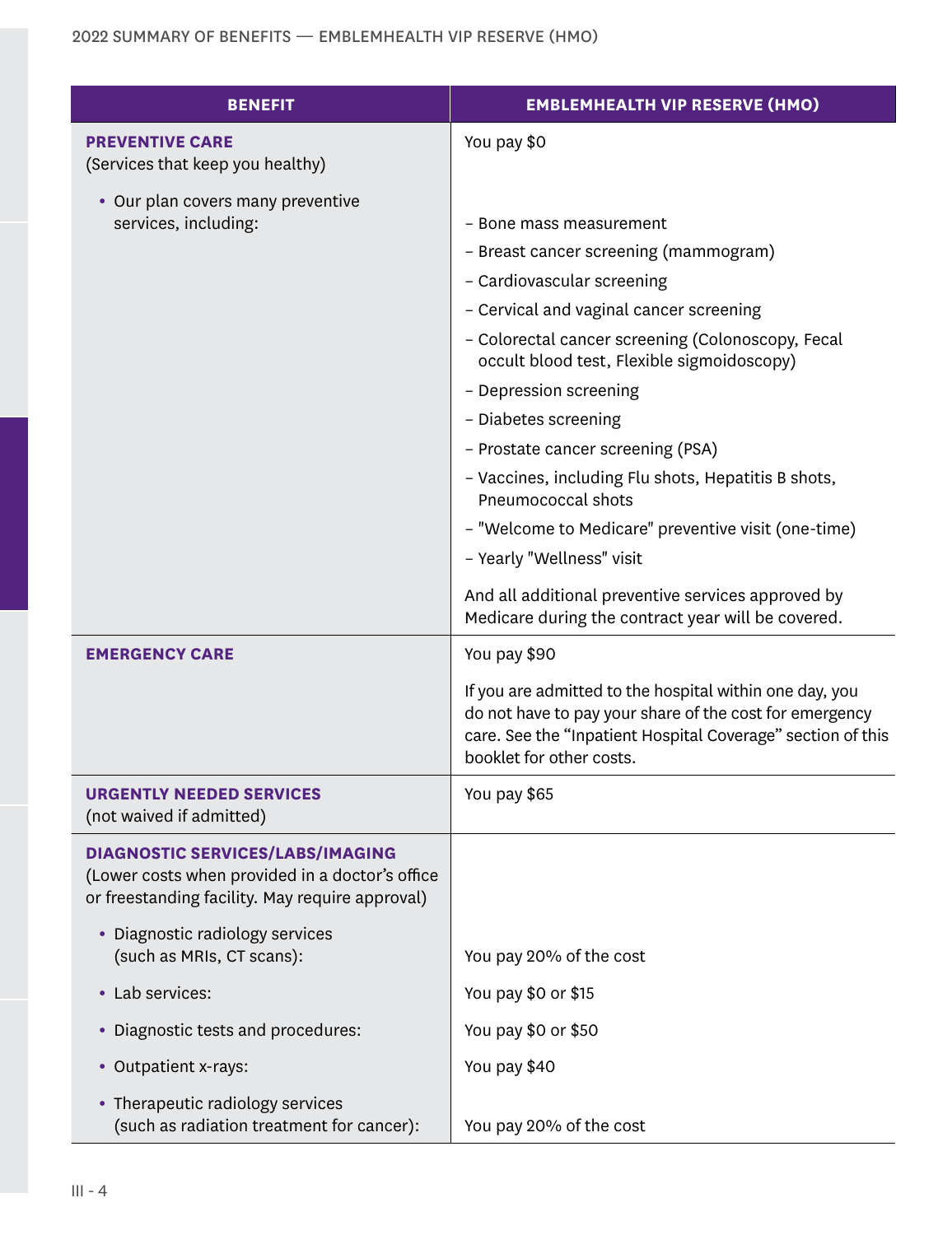| BENEFIT | EMBLEMHEALTH VIP RESERVE (HMO) |
|---|---|
| **PREVENTIVE CARE**<br>(Services that keep you healthy)<br><br>• Our plan covers many preventive services, including: | You pay $0<br><br>– Bone mass measurement<br>– Breast cancer screening (mammogram)<br>– Cardiovascular screening<br>– Cervical and vaginal cancer screening<br>– Colorectal cancer screening (Colonoscopy, Fecal occult blood test, Flexible sigmoidoscopy)<br>– Depression screening<br>– Diabetes screening<br>– Prostate cancer screening (PSA)<br>– Vaccines, including Flu shots, Hepatitis B shots, Pneumococcal shots<br>– "Welcome to Medicare" preventive visit (one-time)<br>– Yearly "Wellness" visit<br><br>And all additional preventive services approved by Medicare during the contract year will be covered. |
| **EMERGENCY CARE** | You pay $90<br><br>If you are admitted to the hospital within one day, you do not have to pay your share of the cost for emergency care. See the "Inpatient Hospital Coverage" section of this booklet for other costs. |
| **URGENTLY NEEDED SERVICES**<br>(not waived if admitted) | You pay $65 |
| **DIAGNOSTIC SERVICES/LABS/IMAGING**<br>(Lower costs when provided in a doctor's office or freestanding facility. May require approval) | |
| • Diagnostic radiology services (such as MRIs, CT scans): | You pay 20% of the cost |
| • Lab services: | You pay $0 or $15 |
| • Diagnostic tests and procedures: | You pay $0 or $50 |
| • Outpatient x-rays: | You pay $40 |
| • Therapeutic radiology services (such as radiation treatment for cancer): | You pay 20% of the cost |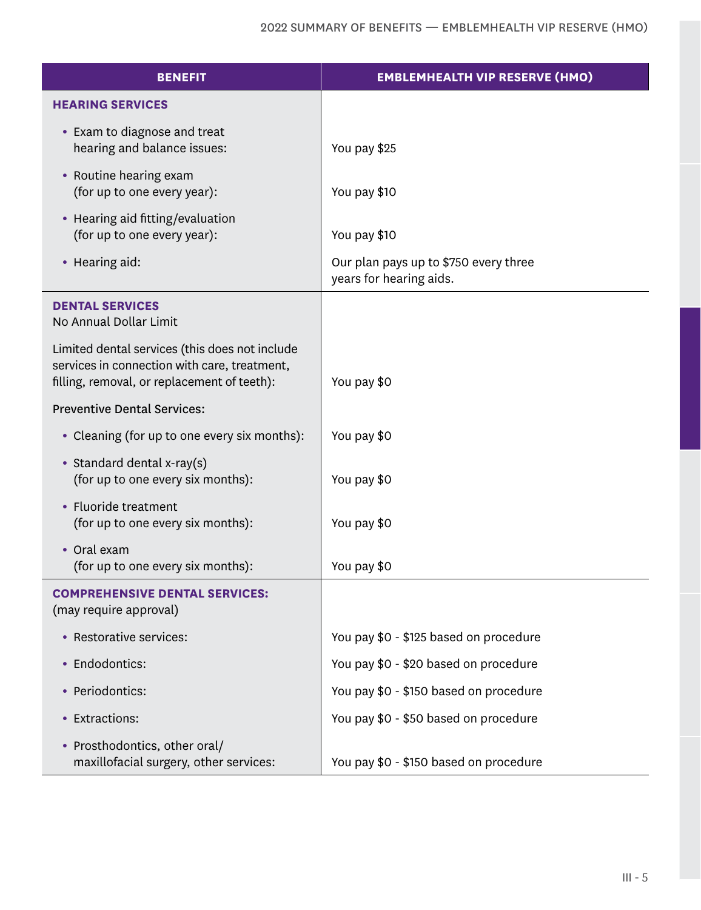| BENEFIT | EMBLEMHEALTH VIP RESERVE (HMO) |
|---|---|
| **HEARING SERVICES** | |
| • Exam to diagnose and treat hearing and balance issues: | You pay $25 |
| • Routine hearing exam (for up to one every year): | You pay $10 |
| • Hearing aid fitting/evaluation (for up to one every year): | You pay $10 |
| • Hearing aid: | Our plan pays up to $750 every three years for hearing aids. |
| **DENTAL SERVICES** No Annual Dollar Limit | |
| Limited dental services (this does not include services in connection with care, treatment, filling, removal, or replacement of teeth): | You pay $0 |
| Preventive Dental Services: | |
| • Cleaning (for up to one every six months): | You pay $0 |
| • Standard dental x-ray(s) (for up to one every six months): | You pay $0 |
| • Fluoride treatment (for up to one every six months): | You pay $0 |
| • Oral exam (for up to one every six months): | You pay $0 |
| **COMPREHENSIVE DENTAL SERVICES:** (may require approval) | |
| • Restorative services: | You pay $0 - $125 based on procedure |
| • Endodontics: | You pay $0 - $20 based on procedure |
| • Periodontics: | You pay $0 - $150 based on procedure |
| • Extractions: | You pay $0 - $50 based on procedure |
| • Prosthodontics, other oral/maxillofacial surgery, other services: | You pay $0 - $150 based on procedure |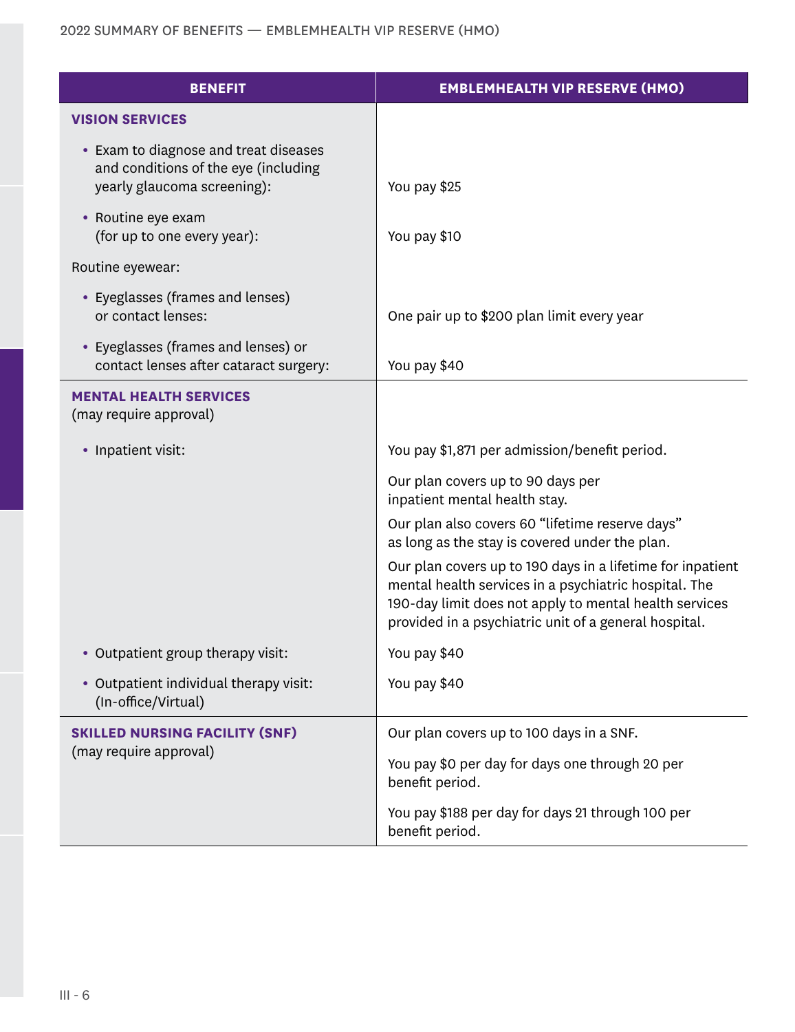| BENEFIT | EMBLEMHEALTH VIP RESERVE (HMO) |
|---|---|
| **VISION SERVICES** | |
| • Exam to diagnose and treat diseases and conditions of the eye (including yearly glaucoma screening): | You pay $25 |
| • Routine eye exam (for up to one every year): | You pay $10 |
| Routine eyewear: | |
| • Eyeglasses (frames and lenses) or contact lenses: | One pair up to $200 plan limit every year |
| • Eyeglasses (frames and lenses) or contact lenses after cataract surgery: | You pay $40 |
| **MENTAL HEALTH SERVICES** (may require approval) | |
| • Inpatient visit: | You pay $1,871 per admission/benefit period.<br><br>Our plan covers up to 90 days per inpatient mental health stay.<br><br>Our plan also covers 60 "lifetime reserve days" as long as the stay is covered under the plan.<br><br>Our plan covers up to 190 days in a lifetime for inpatient mental health services in a psychiatric hospital. The 190-day limit does not apply to mental health services provided in a psychiatric unit of a general hospital. |
| • Outpatient group therapy visit: | You pay $40 |
| • Outpatient individual therapy visit: (In-office/Virtual) | You pay $40 |
| **SKILLED NURSING FACILITY (SNF)** (may require approval) | Our plan covers up to 100 days in a SNF.<br><br>You pay $0 per day for days one through 20 per benefit period.<br><br>You pay $188 per day for days 21 through 100 per benefit period. |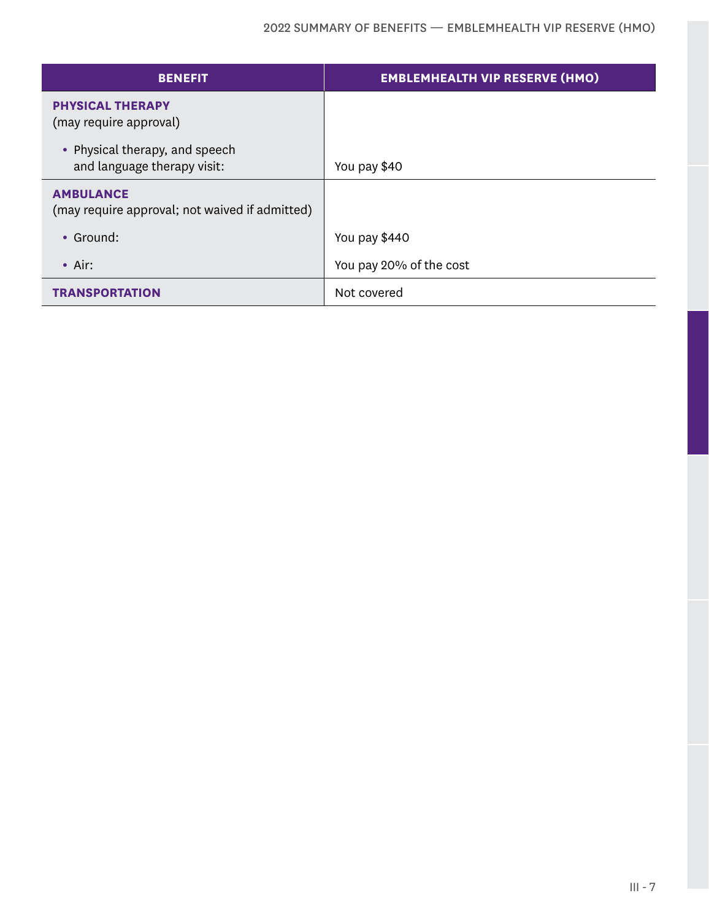| BENEFIT | EMBLEMHEALTH VIP RESERVE (HMO) |
| --- | --- |
| **PHYSICAL THERAPY** (may require approval) | |
| • Physical therapy, and speech and language therapy visit: | You pay $40 |
| **AMBULANCE** (may require approval; not waived if admitted) | |
| • Ground: | You pay $440 |
| • Air: | You pay 20% of the cost |
| **TRANSPORTATION** | Not covered |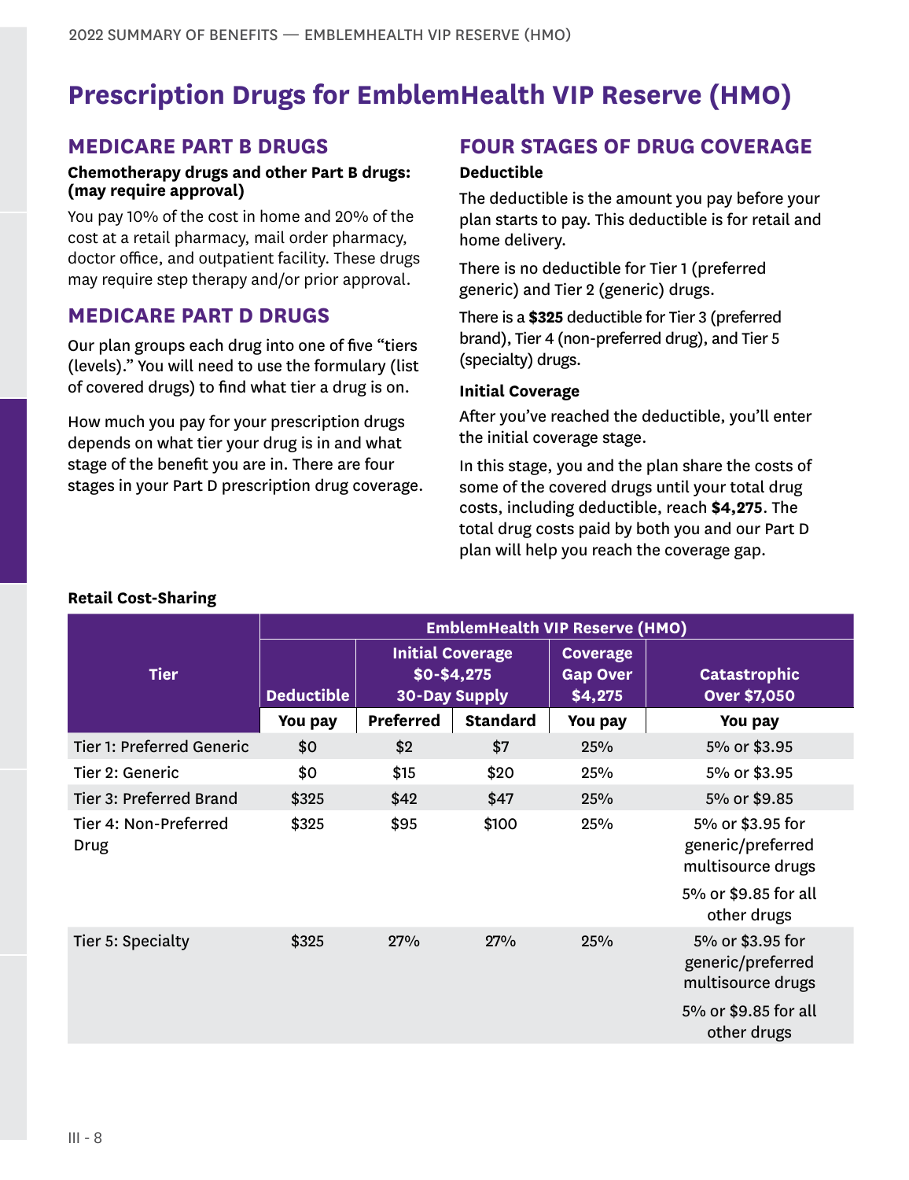# Prescription Drugs for EmblemHealth VIP Reserve (HMO)

## MEDICARE PART B DRUGS

**Chemotherapy drugs and other Part B drugs: (may require approval)**

You pay 10% of the cost in home and 20% of the cost at a retail pharmacy, mail order pharmacy, doctor office, and outpatient facility. These drugs may require step therapy and/or prior approval.

## MEDICARE PART D DRUGS

Our plan groups each drug into one of five "tiers (levels)." You will need to use the formulary (list of covered drugs) to find what tier a drug is on.

How much you pay for your prescription drugs depends on what tier your drug is in and what stage of the benefit you are in. There are four stages in your Part D prescription drug coverage.

## FOUR STAGES OF DRUG COVERAGE

**Deductible**

The deductible is the amount you pay before your plan starts to pay. This deductible is for retail and home delivery.

There is no deductible for Tier 1 (preferred generic) and Tier 2 (generic) drugs.

There is a **$325** deductible for Tier 3 (preferred brand), Tier 4 (non-preferred drug), and Tier 5 (specialty) drugs.

**Initial Coverage**

After you've reached the deductible, you'll enter the initial coverage stage.

In this stage, you and the plan share the costs of some of the covered drugs until your total drug costs, including deductible, reach **$4,275**. The total drug costs paid by both you and our Part D plan will help you reach the coverage gap.

**Retail Cost-Sharing**

| Tier | EmblemHealth VIP Reserve (HMO) | | | | |
|---|---|---|---|---|---|
| | Deductible | Initial Coverage $0-$4,275 30-Day Supply | | Coverage Gap Over $4,275 | Catastrophic Over $7,050 |
| | You pay | Preferred | Standard | You pay | You pay |
| Tier 1: Preferred Generic | $0 | $2 | $7 | 25% | 5% or $3.95 |
| Tier 2: Generic | $0 | $15 | $20 | 25% | 5% or $3.95 |
| Tier 3: Preferred Brand | $325 | $42 | $47 | 25% | 5% or $9.85 |
| Tier 4: Non-Preferred Drug | $325 | $95 | $100 | 25% | 5% or $3.95 for generic/preferred multisource drugs<br>5% or $9.85 for all other drugs |
| Tier 5: Specialty | $325 | 27% | 27% | 25% | 5% or $3.95 for generic/preferred multisource drugs<br>5% or $9.85 for all other drugs |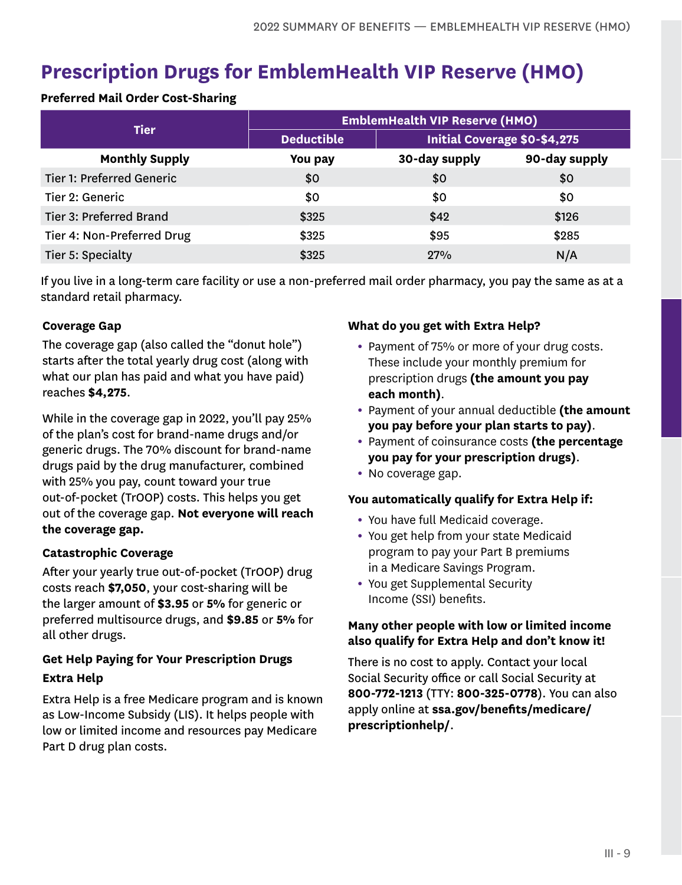# Prescription Drugs for EmblemHealth VIP Reserve (HMO)

**Preferred Mail Order Cost-Sharing**

| Tier | EmblemHealth VIP Reserve (HMO) | | |
|---|---|---|---|
| | Deductible | Initial Coverage $0-$4,275 | |
| **Monthly Supply** | **You pay** | **30-day supply** | **90-day supply** |
| Tier 1: Preferred Generic | $0 | $0 | $0 |
| Tier 2: Generic | $0 | $0 | $0 |
| Tier 3: Preferred Brand | $325 | $42 | $126 |
| Tier 4: Non-Preferred Drug | $325 | $95 | $285 |
| Tier 5: Specialty | $325 | 27% | N/A |

If you live in a long-term care facility or use a non-preferred mail order pharmacy, you pay the same as at a standard retail pharmacy.

### Coverage Gap

The coverage gap (also called the "donut hole") starts after the total yearly drug cost (along with what our plan has paid and what you have paid) reaches **$4,275**.

While in the coverage gap in 2022, you'll pay 25% of the plan's cost for brand-name drugs and/or generic drugs. The 70% discount for brand-name drugs paid by the drug manufacturer, combined with 25% you pay, count toward your true out-of-pocket (TrOOP) costs. This helps you get out of the coverage gap. **Not everyone will reach the coverage gap.**

### Catastrophic Coverage

After your yearly true out-of-pocket (TrOOP) drug costs reach **$7,050**, your cost-sharing will be the larger amount of **$3.95** or **5%** for generic or preferred multisource drugs, and **$9.85** or **5%** for all other drugs.

### Get Help Paying for Your Prescription Drugs

### Extra Help

Extra Help is a free Medicare program and is known as Low-Income Subsidy (LIS). It helps people with low or limited income and resources pay Medicare Part D drug plan costs.

### What do you get with Extra Help?

- Payment of 75% or more of your drug costs. These include your monthly premium for prescription drugs **(the amount you pay each month)**.
- Payment of your annual deductible **(the amount you pay before your plan starts to pay)**.
- Payment of coinsurance costs **(the percentage you pay for your prescription drugs)**.
- No coverage gap.

### You automatically qualify for Extra Help if:

- You have full Medicaid coverage.
- You get help from your state Medicaid program to pay your Part B premiums in a Medicare Savings Program.
- You get Supplemental Security Income (SSI) benefits.

### Many other people with low or limited income also qualify for Extra Help and don't know it!

There is no cost to apply. Contact your local Social Security office or call Social Security at **800-772-1213** (TTY: **800-325-0778**). You can also apply online at **ssa.gov/benefits/medicare/prescriptionhelp/**.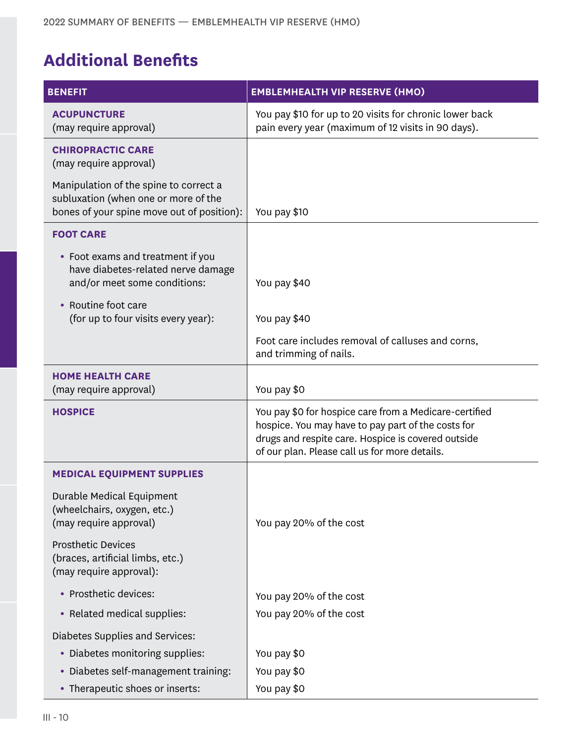## Additional Benefits

| BENEFIT | EMBLEMHEALTH VIP RESERVE (HMO) |
|---|---|
| **ACUPUNCTURE** (may require approval) | You pay $10 for up to 20 visits for chronic lower back pain every year (maximum of 12 visits in 90 days). |
| **CHIROPRACTIC CARE** (may require approval) | |
| Manipulation of the spine to correct a subluxation (when one or more of the bones of your spine move out of position): | You pay $10 |
| **FOOT CARE** | |
| • Foot exams and treatment if you have diabetes-related nerve damage and/or meet some conditions: | You pay $40 |
| • Routine foot care (for up to four visits every year): | You pay $40<br><br>Foot care includes removal of calluses and corns, and trimming of nails. |
| **HOME HEALTH CARE** (may require approval) | You pay $0 |
| **HOSPICE** | You pay $0 for hospice care from a Medicare-certified hospice. You may have to pay part of the costs for drugs and respite care. Hospice is covered outside of our plan. Please call us for more details. |
| **MEDICAL EQUIPMENT SUPPLIES** | |
| Durable Medical Equipment (wheelchairs, oxygen, etc.) (may require approval) | You pay 20% of the cost |
| Prosthetic Devices (braces, artificial limbs, etc.) (may require approval): | |
| • Prosthetic devices: | You pay 20% of the cost |
| • Related medical supplies: | You pay 20% of the cost |
| Diabetes Supplies and Services: | |
| • Diabetes monitoring supplies: | You pay $0 |
| • Diabetes self-management training: | You pay $0 |
| • Therapeutic shoes or inserts: | You pay $0 |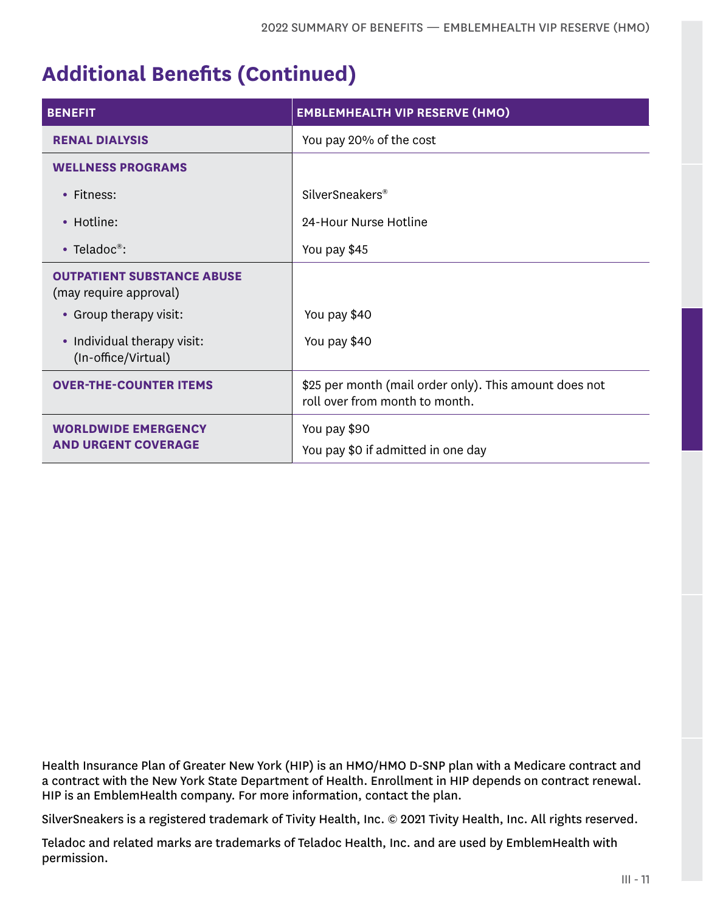## Additional Benefits (Continued)

| BENEFIT | EMBLEMHEALTH VIP RESERVE (HMO) |
| --- | --- |
| **RENAL DIALYSIS** | You pay 20% of the cost |
| **WELLNESS PROGRAMS** | |
| • Fitness: | SilverSneakers® |
| • Hotline: | 24-Hour Nurse Hotline |
| • Teladoc®: | You pay $45 |
| **OUTPATIENT SUBSTANCE ABUSE** (may require approval) | |
| • Group therapy visit: | You pay $40 |
| • Individual therapy visit: (In-office/Virtual) | You pay $40 |
| **OVER-THE-COUNTER ITEMS** | $25 per month (mail order only). This amount does not roll over from month to month. |
| **WORLDWIDE EMERGENCY AND URGENT COVERAGE** | You pay $90<br>You pay $0 if admitted in one day |

Health Insurance Plan of Greater New York (HIP) is an HMO/HMO D-SNP plan with a Medicare contract and a contract with the New York State Department of Health. Enrollment in HIP depends on contract renewal. HIP is an EmblemHealth company. For more information, contact the plan.

SilverSneakers is a registered trademark of Tivity Health, Inc. © 2021 Tivity Health, Inc. All rights reserved.

Teladoc and related marks are trademarks of Teladoc Health, Inc. and are used by EmblemHealth with permission.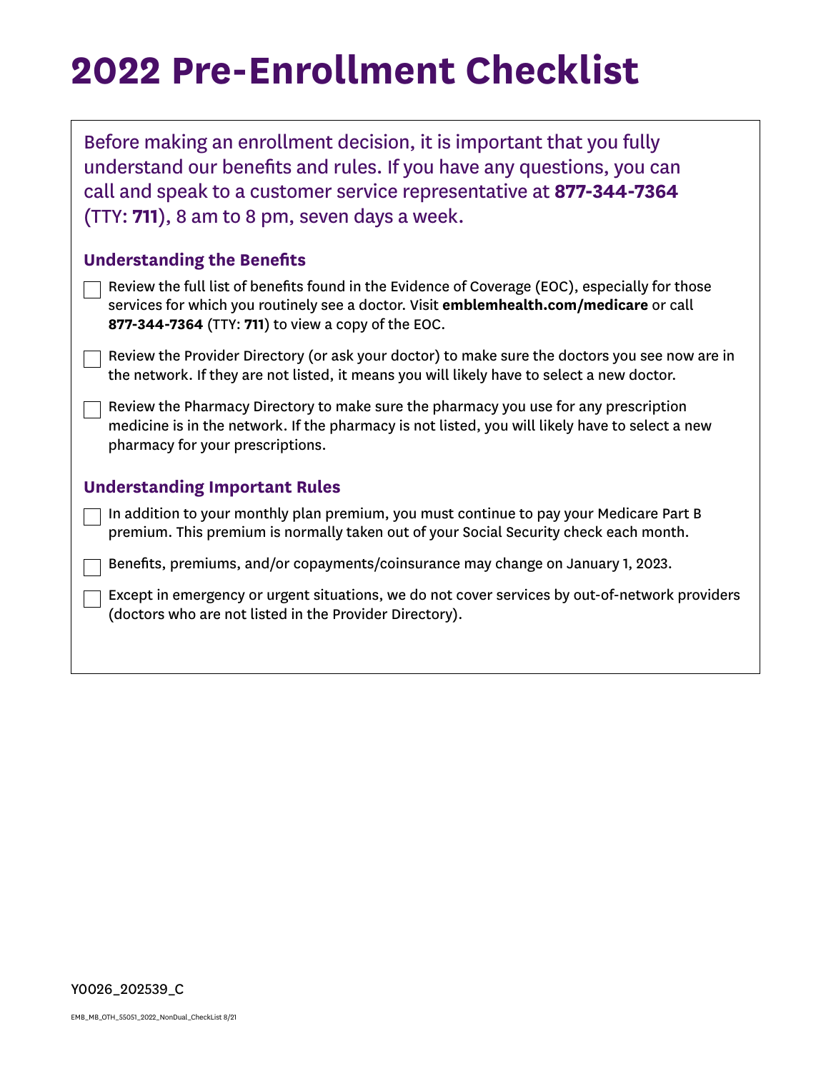# 2022 Pre-Enrollment Checklist

Before making an enrollment decision, it is important that you fully understand our benefits and rules. If you have any questions, you can call and speak to a customer service representative at **877-344-7364** (TTY: **711**), 8 am to 8 pm, seven days a week.

## Understanding the Benefits

- [ ] Review the full list of benefits found in the Evidence of Coverage (EOC), especially for those services for which you routinely see a doctor. Visit **emblemhealth.com/medicare** or call **877-344-7364** (TTY: **711**) to view a copy of the EOC.
- [ ] Review the Provider Directory (or ask your doctor) to make sure the doctors you see now are in the network. If they are not listed, it means you will likely have to select a new doctor.
- [ ] Review the Pharmacy Directory to make sure the pharmacy you use for any prescription medicine is in the network. If the pharmacy is not listed, you will likely have to select a new pharmacy for your prescriptions.

## Understanding Important Rules

- [ ] In addition to your monthly plan premium, you must continue to pay your Medicare Part B premium. This premium is normally taken out of your Social Security check each month.
- [ ] Benefits, premiums, and/or copayments/coinsurance may change on January 1, 2023.
- [ ] Except in emergency or urgent situations, we do not cover services by out-of-network providers (doctors who are not listed in the Provider Directory).

Y0026_202539_C

EMB_MB_OTH_55051_2022_NonDual_CheckList 8/21